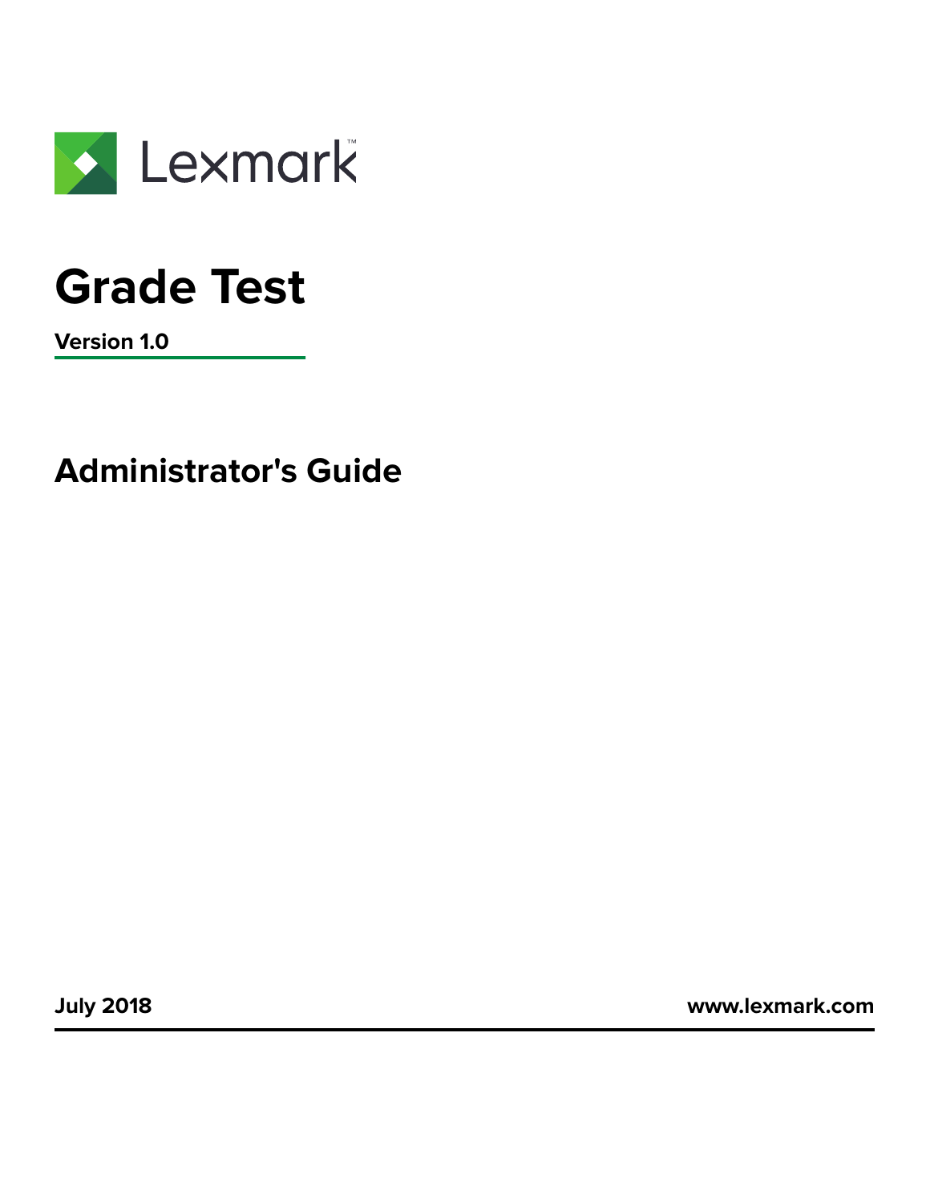Lexmark

# Grade Test

**Version 1.0**

## Administrator's Guide

**July 2018** **www.lexmark.com**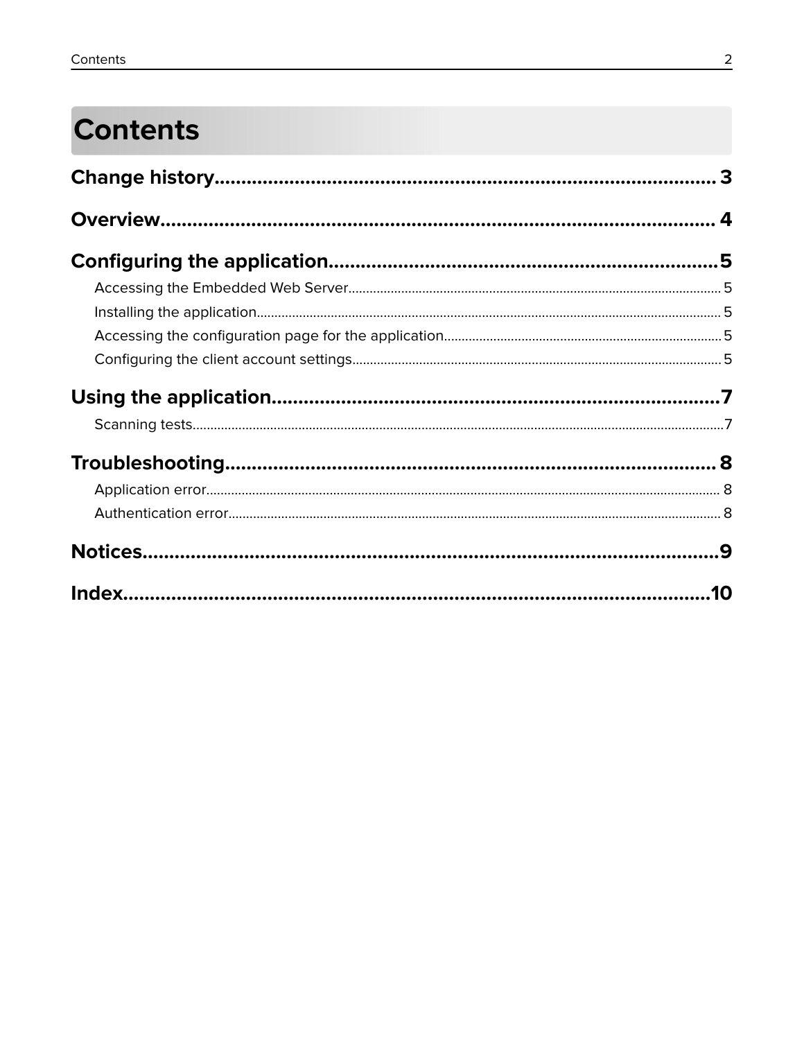# Contents

**Change history....................................................................................... 3**

**Overview................................................................................................ 4**

**Configuring the application.......................................................................5**

Accessing the Embedded Web Server........................................................................ 5

Installing the application.......................................................................................... 5

Accessing the configuration page for the application.................................................. 5

Configuring the client account settings...................................................................... 5

**Using the application..............................................................................7**

Scanning tests.........................................................................................................7

**Troubleshooting..................................................................................... 8**

Application error...................................................................................................... 8

Authentication error................................................................................................. 8

**Notices.................................................................................................9**

**Index...................................................................................................10**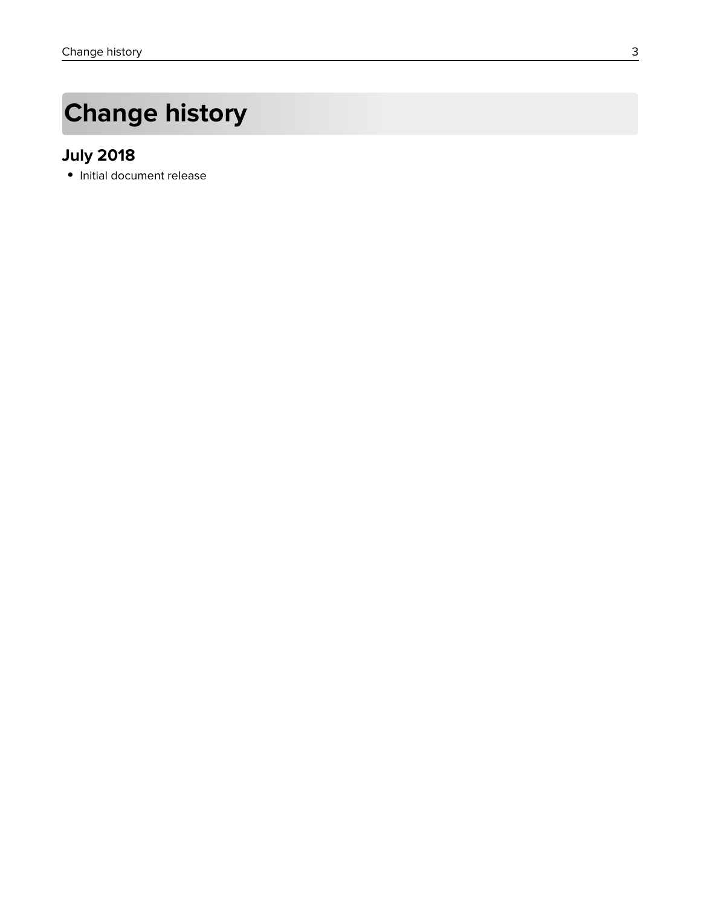# Change history

## July 2018

- Initial document release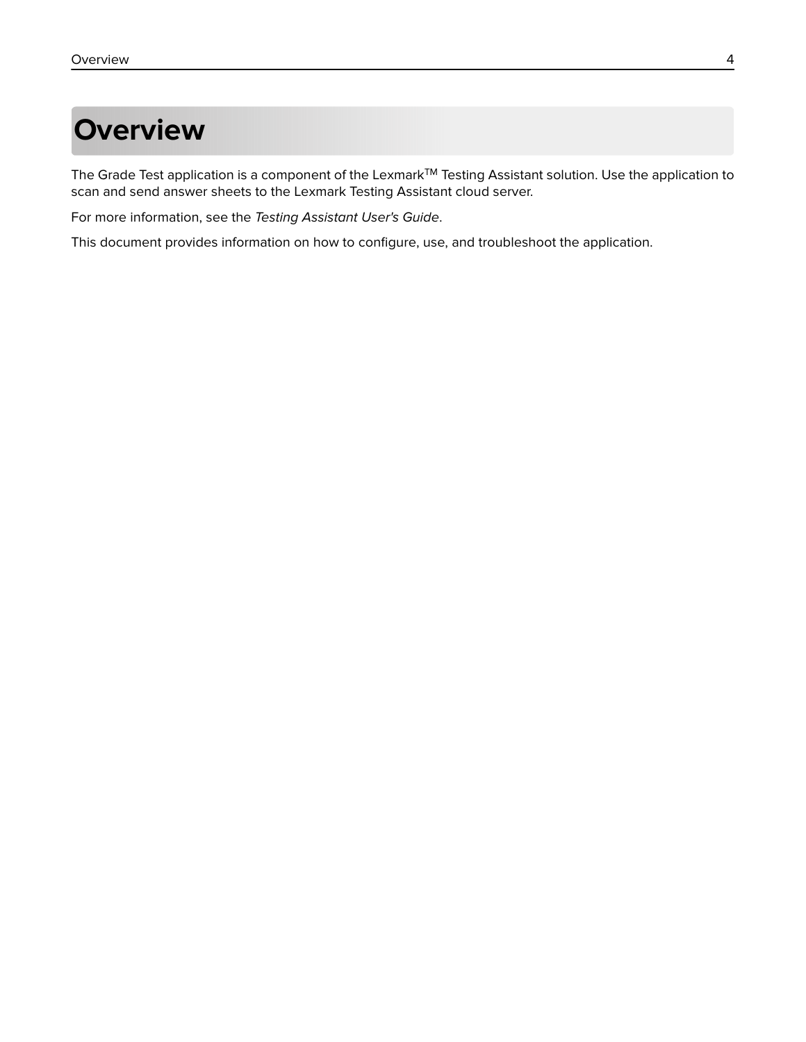# Overview

The Grade Test application is a component of the Lexmark™ Testing Assistant solution. Use the application to scan and send answer sheets to the Lexmark Testing Assistant cloud server.

For more information, see the *Testing Assistant User's Guide*.

This document provides information on how to configure, use, and troubleshoot the application.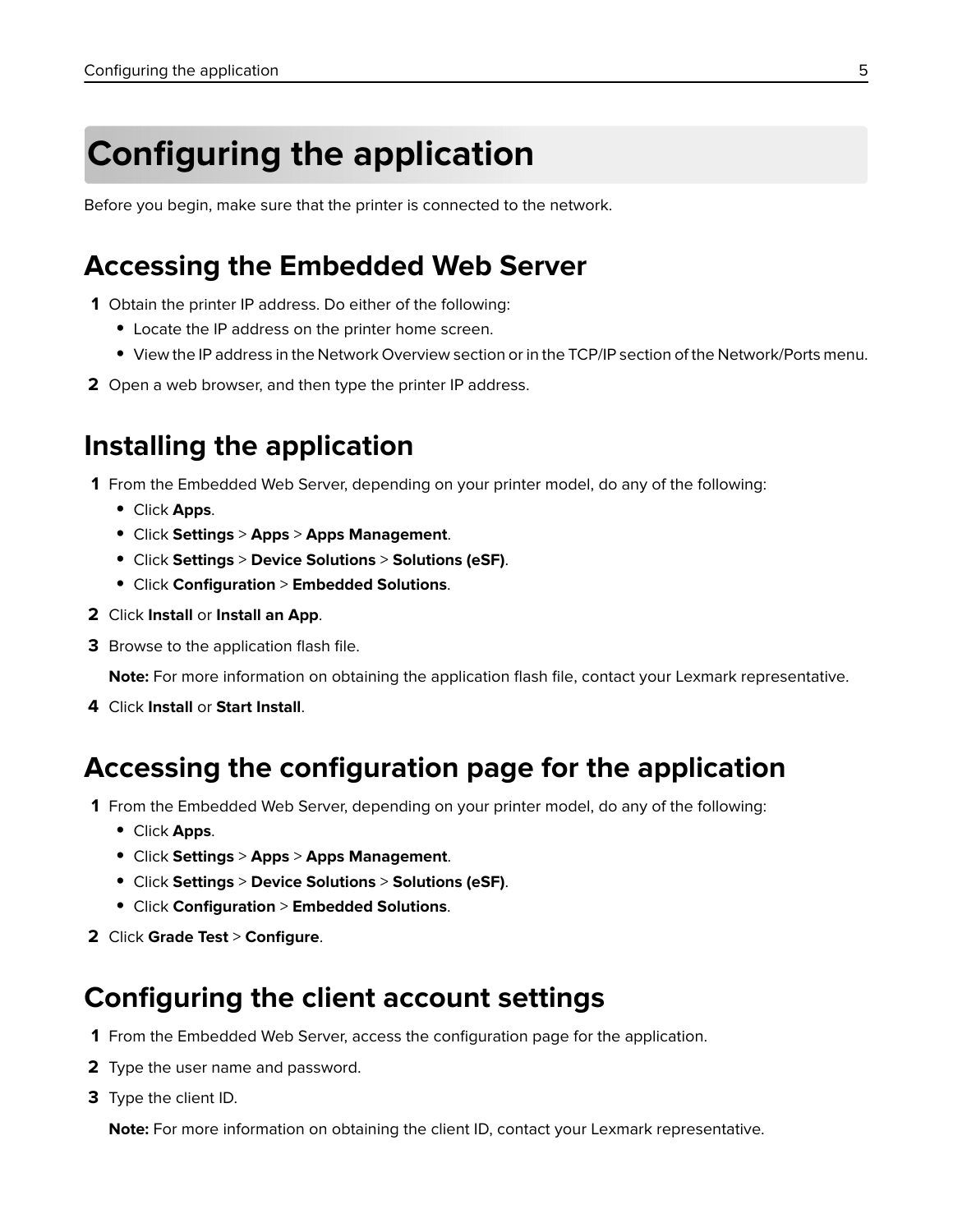# Configuring the application

Before you begin, make sure that the printer is connected to the network.

## Accessing the Embedded Web Server

1. Obtain the printer IP address. Do either of the following:
   - Locate the IP address on the printer home screen.
   - View the IP address in the Network Overview section or in the TCP/IP section of the Network/Ports menu.
2. Open a web browser, and then type the printer IP address.

## Installing the application

1. From the Embedded Web Server, depending on your printer model, do any of the following:
   - Click **Apps**.
   - Click **Settings** > **Apps** > **Apps Management**.
   - Click **Settings** > **Device Solutions** > **Solutions (eSF)**.
   - Click **Configuration** > **Embedded Solutions**.
2. Click **Install** or **Install an App**.
3. Browse to the application flash file.

   **Note:** For more information on obtaining the application flash file, contact your Lexmark representative.
4. Click **Install** or **Start Install**.

## Accessing the configuration page for the application

1. From the Embedded Web Server, depending on your printer model, do any of the following:
   - Click **Apps**.
   - Click **Settings** > **Apps** > **Apps Management**.
   - Click **Settings** > **Device Solutions** > **Solutions (eSF)**.
   - Click **Configuration** > **Embedded Solutions**.
2. Click **Grade Test** > **Configure**.

## Configuring the client account settings

1. From the Embedded Web Server, access the configuration page for the application.
2. Type the user name and password.
3. Type the client ID.

   **Note:** For more information on obtaining the client ID, contact your Lexmark representative.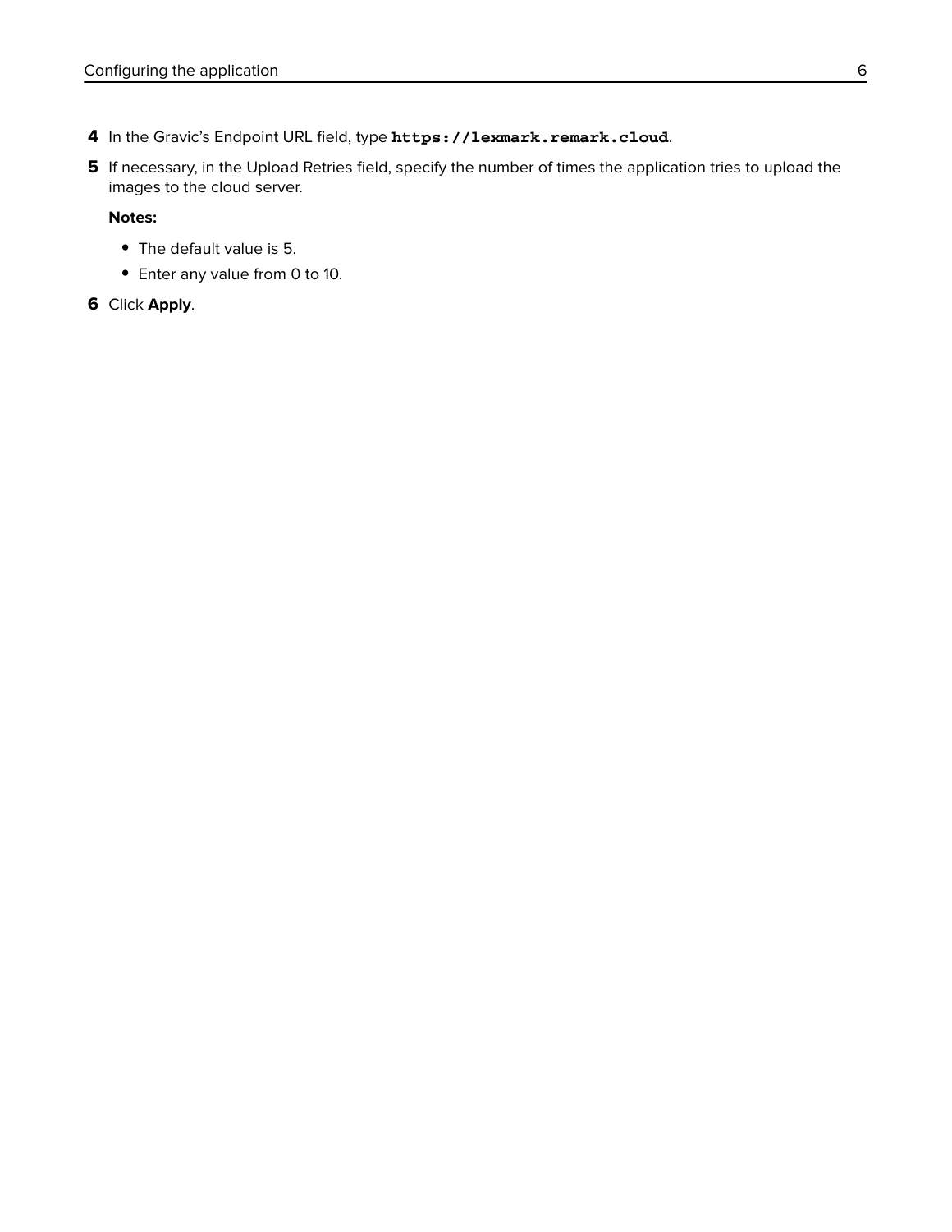4. In the Gravic's Endpoint URL field, type **`https://lexmark.remark.cloud`**.
5. If necessary, in the Upload Retries field, specify the number of times the application tries to upload the images to the cloud server.

   **Notes:**

   - The default value is 5.
   - Enter any value from 0 to 10.
6. Click **Apply**.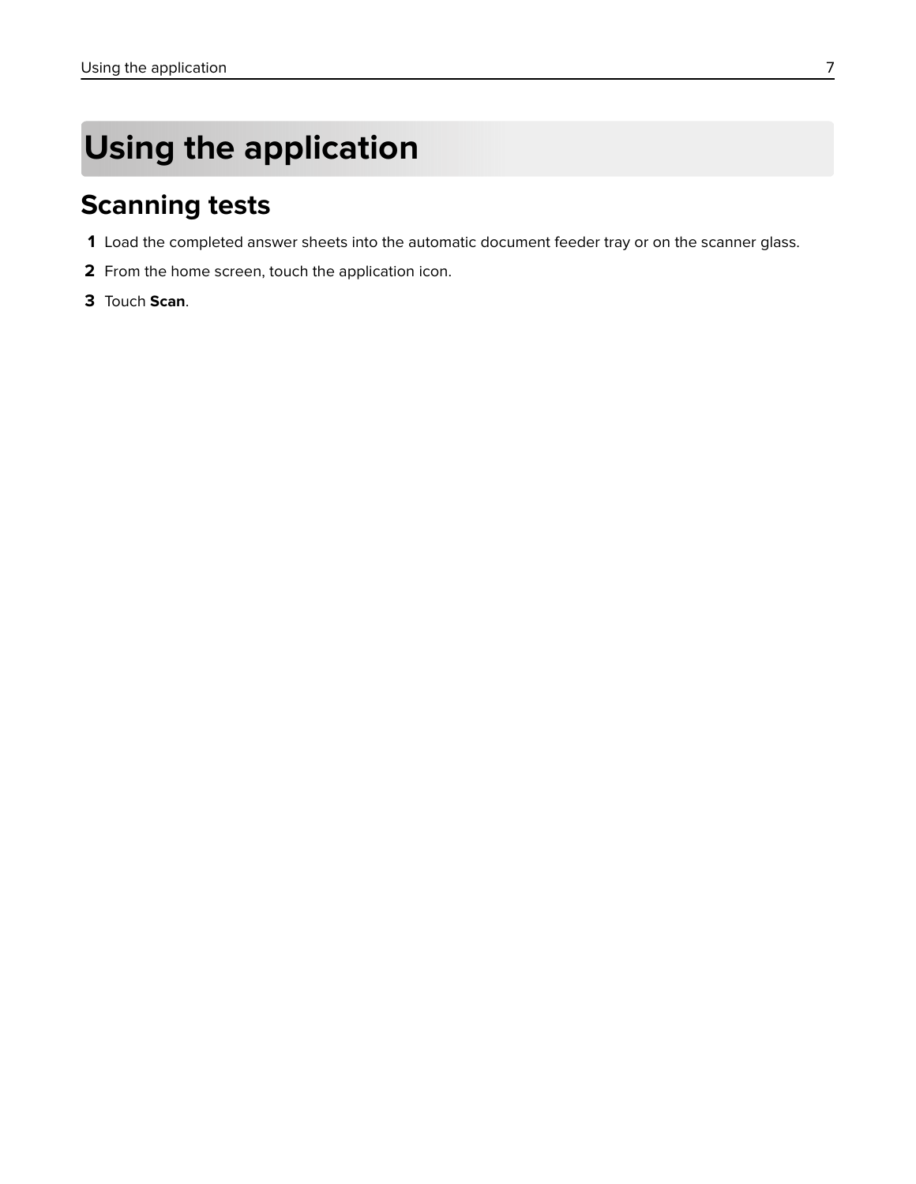# Using the application

## Scanning tests

1. Load the completed answer sheets into the automatic document feeder tray or on the scanner glass.
2. From the home screen, touch the application icon.
3. Touch **Scan**.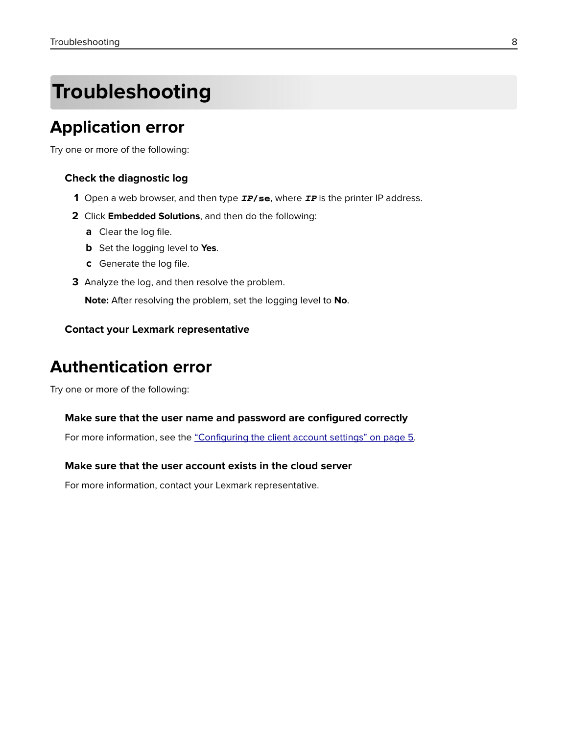# Troubleshooting

## Application error

Try one or more of the following:

### Check the diagnostic log

1. Open a web browser, and then type ***IP*/se**, where ***IP*** is the printer IP address.
2. Click **Embedded Solutions**, and then do the following:
   a. Clear the log file.
   b. Set the logging level to **Yes**.
   c. Generate the log file.
3. Analyze the log, and then resolve the problem.

   **Note:** After resolving the problem, set the logging level to **No**.

### Contact your Lexmark representative

## Authentication error

Try one or more of the following:

### Make sure that the user name and password are configured correctly

For more information, see the "Configuring the client account settings" on page 5.

### Make sure that the user account exists in the cloud server

For more information, contact your Lexmark representative.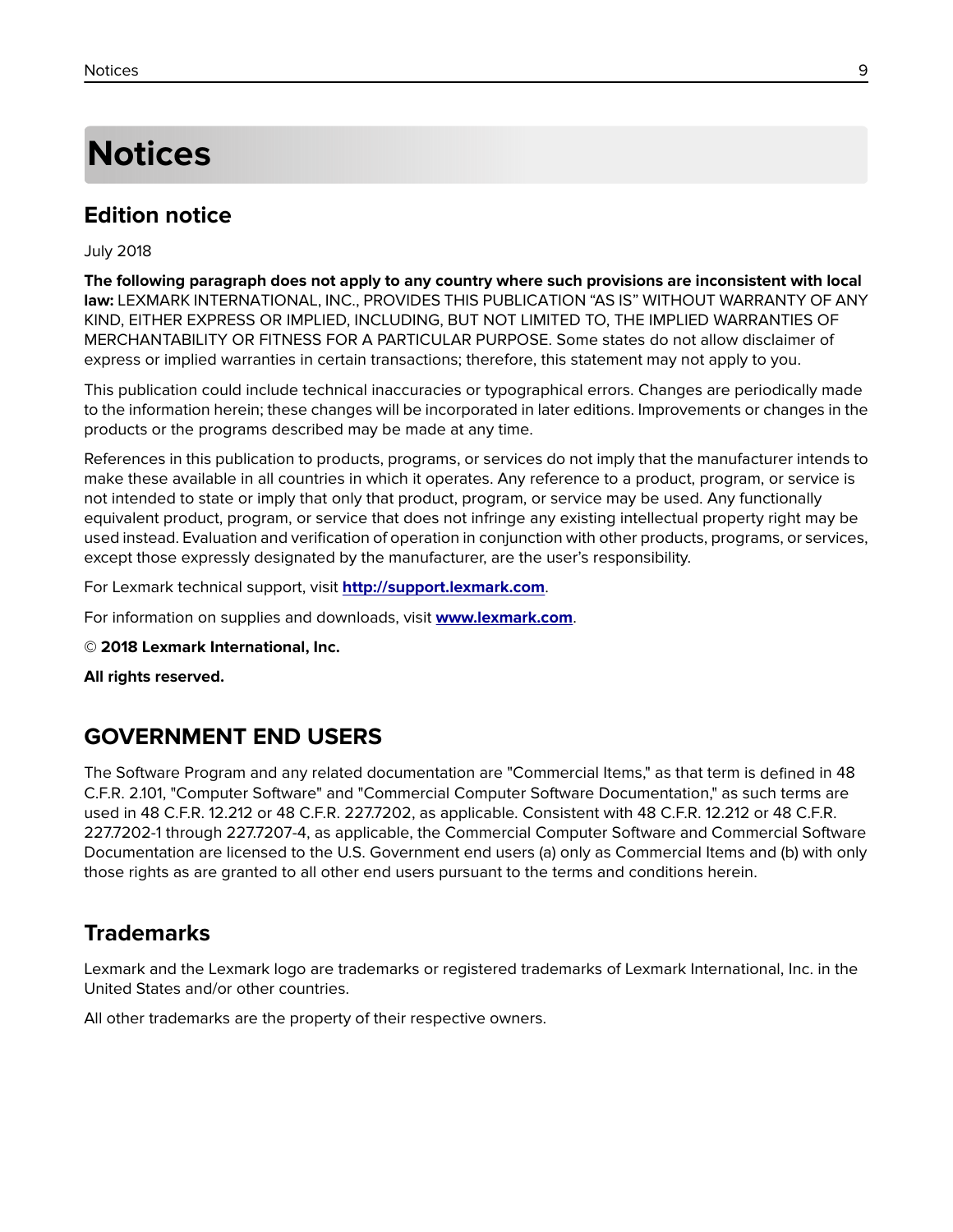# Notices

## Edition notice

July 2018

**The following paragraph does not apply to any country where such provisions are inconsistent with local law:** LEXMARK INTERNATIONAL, INC., PROVIDES THIS PUBLICATION "AS IS" WITHOUT WARRANTY OF ANY KIND, EITHER EXPRESS OR IMPLIED, INCLUDING, BUT NOT LIMITED TO, THE IMPLIED WARRANTIES OF MERCHANTABILITY OR FITNESS FOR A PARTICULAR PURPOSE. Some states do not allow disclaimer of express or implied warranties in certain transactions; therefore, this statement may not apply to you.

This publication could include technical inaccuracies or typographical errors. Changes are periodically made to the information herein; these changes will be incorporated in later editions. Improvements or changes in the products or the programs described may be made at any time.

References in this publication to products, programs, or services do not imply that the manufacturer intends to make these available in all countries in which it operates. Any reference to a product, program, or service is not intended to state or imply that only that product, program, or service may be used. Any functionally equivalent product, program, or service that does not infringe any existing intellectual property right may be used instead. Evaluation and verification of operation in conjunction with other products, programs, or services, except those expressly designated by the manufacturer, are the user's responsibility.

For Lexmark technical support, visit **http://support.lexmark.com**.

For information on supplies and downloads, visit **www.lexmark.com**.

© **2018 Lexmark International, Inc.**

**All rights reserved.**

## GOVERNMENT END USERS

The Software Program and any related documentation are "Commercial Items," as that term is defined in 48 C.F.R. 2.101, "Computer Software" and "Commercial Computer Software Documentation," as such terms are used in 48 C.F.R. 12.212 or 48 C.F.R. 227.7202, as applicable. Consistent with 48 C.F.R. 12.212 or 48 C.F.R. 227.7202-1 through 227.7207-4, as applicable, the Commercial Computer Software and Commercial Software Documentation are licensed to the U.S. Government end users (a) only as Commercial Items and (b) with only those rights as are granted to all other end users pursuant to the terms and conditions herein.

## Trademarks

Lexmark and the Lexmark logo are trademarks or registered trademarks of Lexmark International, Inc. in the United States and/or other countries.

All other trademarks are the property of their respective owners.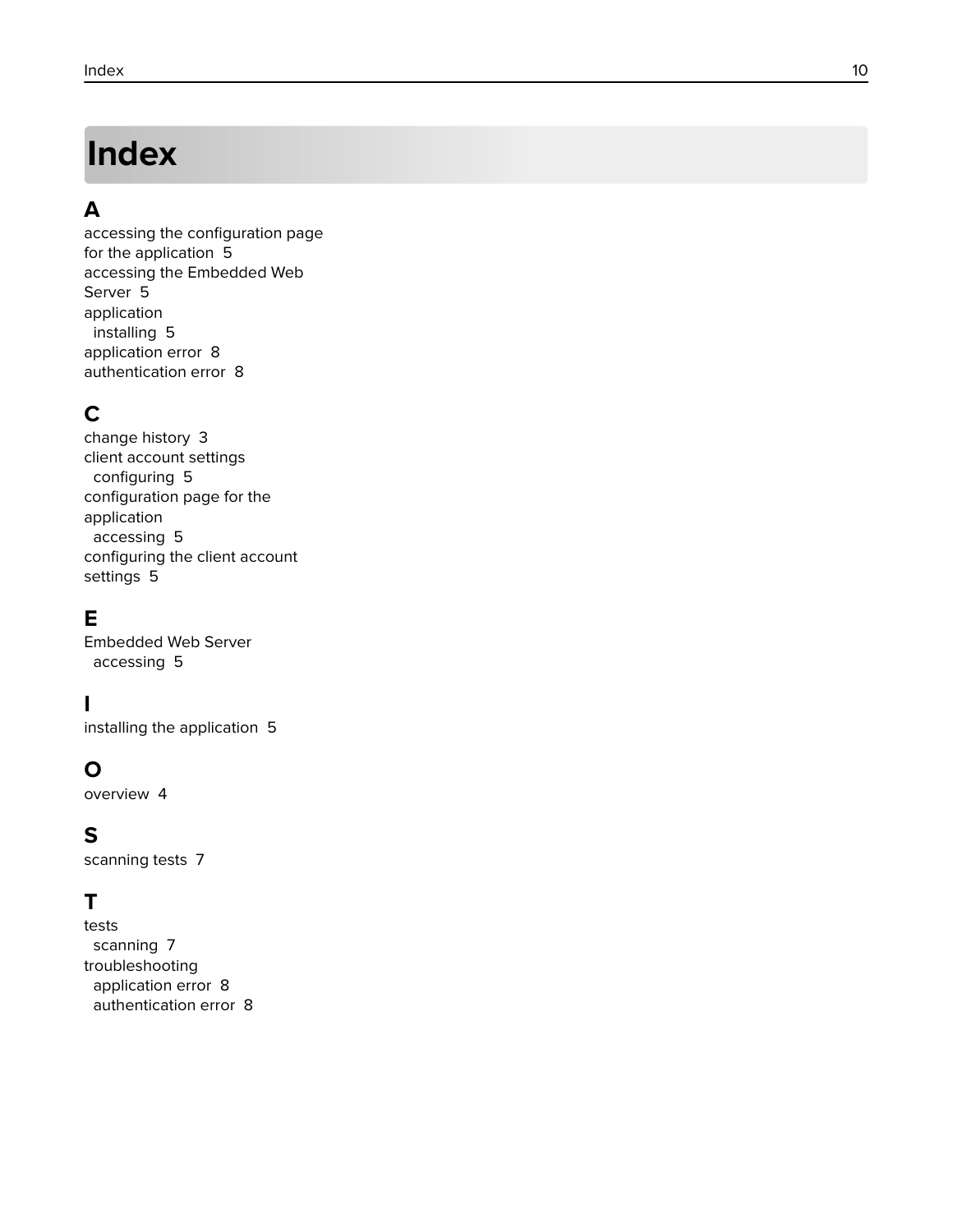# Index

## A

accessing the configuration page for the application 5
accessing the Embedded Web Server 5
application
  installing 5
application error 8
authentication error 8

## C

change history 3
client account settings
  configuring 5
configuration page for the application
  accessing 5
configuring the client account settings 5

## E

Embedded Web Server
  accessing 5

## I

installing the application 5

## O

overview 4

## S

scanning tests 7

## T

tests
  scanning 7
troubleshooting
  application error 8
  authentication error 8